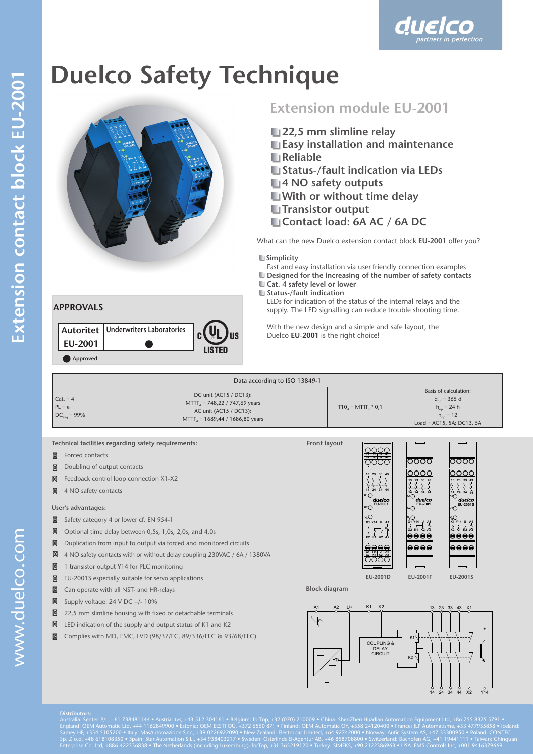duelco
partners in perfection

# Duelco Safety Technique

## Extension module EU-2001

- 22,5 mm slimline relay
- Easy installation and maintenance
- Reliable
- Status-/fault indication via LEDs
- 4 NO safety outputs
- With or without time delay
- Transistor output
- Contact load: 6A AC / 6A DC

What can the new Duelco extension contact block **EU-2001** offer you?

- **Simplicity**
  Fast and easy installation via user friendly connection examples
- **Designed for the increasing of the number of safety contacts**
- **Cat. 4 safety level or lower**
- **Status-/fault indication**
  LEDs for indication of the status of the internal relays and the supply. The LED signalling can reduce trouble shooting time.

With the new design and a simple and safe layout, the Duelco **EU-2001** is the right choice!

### APPROVALS

| Autoritet | Underwriters Laboratories |
|---|---|
| EU-2001 | ● |

● Approved

| Data according to ISO 13849-1 | | | |
|---|---|---|---|
| Cat. = 4<br>PL = e<br>$DC_{avg}$ = 99% | DC unit (AC15 / DC13):<br>$MTTF_d$ = 748,22 / 747,69 years<br>AC unit (AC15 / DC13):<br>$MTTF_d$ = 1689,44 / 1686,80 years | $T10_d = MTTF_d * 0,1$ | Basis of calculation:<br>$d_{op}$ = 365 d<br>$h_{op}$ = 24 h<br>$n_{op}$ = 12<br>Load = AC15, 5A; DC13, 5A |

**Technical facilities regarding safety requirements:**

- Forced contacts
- Doubling of output contacts
- Feedback control loop connection X1-X2
- 4 NO safety contacts

**User's advantages:**

- Safety category 4 or lower cf. EN 954-1
- Optional time delay between 0,5s, 1,0s, 2,0s, and 4,0s
- Duplication from input to output via forced and monitored circuits
- 4 NO safety contacts with or without delay coupling 230VAC / 6A / 1380VA
- 1 transistor output Y14 for PLC monitoring
- EU-2001S especially suitable for servo applications
- Can operate with all NST- and HR-relays
- Supply voltage: 24 V DC +/- 10%
- 22,5 mm slimline housing with fixed or detachable terminals
- LED indication of the supply and output status of K1 and K2
- Complies with MD, EMC, LVD (98/37/EC, 89/336/EEC & 93/68/EEC)

**Front layout**

EU-2001D EU-2001F EU-2001S

**Block diagram**

A1 A2 U+ K1 K2 13 23 33 43 X1
F1
COUPLING & DELAY CIRCUIT
K1 K2
14 24 34 44 X2 Y14

**Distributors:**
Australia: Sentec P/L, +61 738481144 • Austria: tvs, +43 512 304161 • Belgium: forTop, +32 (070) 210009 • China: ShenZhen Huadian Automation Equipment Ltd, +86 755 8325 5791 • England: OEM Automatic Ltd, +44 1162849900 • Estonia: OEM EESTI OÜ, +372 6550 871 • Finland: OEM Automatic OY, +358 24120400 • France: JLP Automatisme, +33 477935858 • Iceland: Samey HF, +354 5105200 • Italy: MasAutomazione S.r.r., +39 0226922090 • New Zealand: Electropar Limited, +64 92742000 • Norway: Autic System AS, +47 33300950 • Poland: CONTEC Sp. Z.o.o, +48 618108350 • Spain: Star Automation S.L., +34 938403217 • Sweden: Österlinds El-Agentur AB, +46 858708800 • Switzerland: Bachofen AG, +41 19441111 • Taiwan: Chinguan Enterprise Co. Ltd, +886 422336838 • The Netherlands (including Luxemburg): forTop, +31 365219120 • Turkey: SIMEKS, +90 2122386963 • USA: EMS Controls Inc, +001 9416379669

Extension contact block EU-2001

www.duelco.com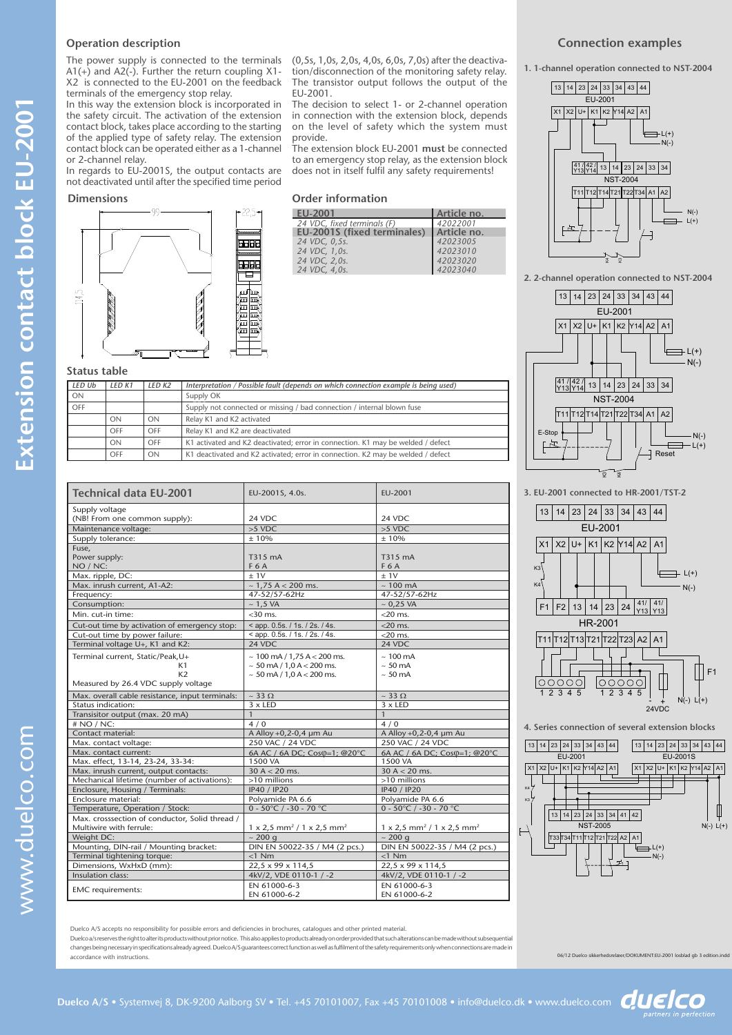# Extension contact block EU-2001

## Operation description

The power supply is connected to the terminals A1(+) and A2(-). Further the return coupling X1-X2 is connected to the EU-2001 on the feedback terminals of the emergency stop relay.

In this way the extension block is incorporated in the safety circuit. The activation of the extension contact block, takes place according to the starting of the applied type of safety relay. The extension contact block can be operated either as a 1-channel or 2-channel relay.

In regards to EU-2001S, the output contacts are not deactivated until after the specified time period (0,5s, 1,0s, 2,0s, 4,0s, 6,0s, 7,0s) after the deactivation/disconnection of the monitoring safety relay. The transistor output follows the output of the EU-2001.

The decision to select 1- or 2-channel operation in connection with the extension block, depends on the level of safety which the system must provide.

The extension block EU-2001 **must** be connected to an emergency stop relay, as the extension block does not in itself fulfil any safety requirements!

## Dimensions

99

22,5

114,5

## Order information

| EU-2001 | Article no. |
|---|---|
| *24 VDC, fixed terminals (F)* | *42022001* |
| **EU-2001S (fixed terminales)** | **Article no.** |
| *24 VDC, 0,5s.* | *42023005* |
| *24 VDC, 1,0s.* | *42023010* |
| *24 VDC, 2,0s.* | *42023020* |
| *24 VDC, 4,0s.* | *42023040* |

## Status table

| *LED Ub* | *LED K1* | *LED K2* | *Interpretation / Possible fault (depends on which connection example is being used)* |
|---|---|---|---|
| ON | | | Supply OK |
| OFF | | | Supply not connected or missing / bad connection / internal blown fuse |
| | ON | ON | Relay K1 and K2 activated |
| | OFF | OFF | Relay K1 and K2 are deactivated |
| | ON | OFF | K1 activated and K2 deactivated; error in connection. K1 may be welded / defect |
| | OFF | ON | K1 deactivated and K2 activated; error in connection. K2 may be welded / defect |

## Technical data EU-2001

| Technical data EU-2001 | EU-2001S, 4.0s. | EU-2001 |
|---|---|---|
| Supply voltage (NB! From one common supply): | 24 VDC | 24 VDC |
| Maintenance voltage: | >5 VDC | >5 VDC |
| Supply tolerance: | ± 10% | ± 10% |
| Fuse, Power supply: NO / NC: | T315 mA F 6 A | T315 mA F 6 A |
| Max. ripple, DC: | ± 1V | ± 1V |
| Max. inrush current, A1-A2: | ~ 1,75 A < 200 ms. | ~ 100 mA |
| Frequency: | 47-52/57-62Hz | 47-52/57-62Hz |
| Consumption: | ~ 1,5 VA | ~ 0,25 VA |
| Min. cut-in time: | <30 ms. | <20 ms. |
| Cut-out time by activation of emergency stop: | < app. 0.5s. / 1s. / 2s. / 4s. | <20 ms. |
| Cut-out time by power failure: | < app. 0.5s. / 1s. / 2s. / 4s. | <20 ms. |
| Terminal voltage U+, K1 and K2: | 24 VDC | 24 VDC |
| Terminal current, Static/Peak,U+ K1 K2 Measured by 26.4 VDC supply voltage | ~ 100 mA / 1,75 A < 200 ms. ~ 50 mA / 1,0 A < 200 ms. ~ 50 mA / 1,0 A < 200 ms. | ~ 100 mA ~ 50 mA ~ 50 mA |
| Max. overall cable resistance, input terminals: | ~ 33 Ω | ~ 33 Ω |
| Status indication: | 3 x LED | 3 x LED |
| Transisitor output (max. 20 mA) | 1 | 1 |
| # NO / NC: | 4 / 0 | 4 / 0 |
| Contact material: | A Alloy +0,2-0,4 µm Au | A Alloy +0,2-0,4 µm Au |
| Max. contact voltage: | 250 VAC / 24 VDC | 250 VAC / 24 VDC |
| Max. contact current: | 6A AC / 6A DC; Cosφ=1; @20°C | 6A AC / 6A DC; Cosφ=1; @20°C |
| Max. effect, 13-14, 23-24, 33-34: | 1500 VA | 1500 VA |
| Max. inrush current, output contacts: | 30 A < 20 ms. | 30 A < 20 ms. |
| Mechanical lifetime (number of activations): | >10 millions | >10 millions |
| Enclosure, Housing / Terminals: | IP40 / IP20 | IP40 / IP20 |
| Enclosure material: | Polyamide PA 6.6 | Polyamide PA 6.6 |
| Temperature, Operation / Stock: | 0 - 50°C / -30 - 70 °C | 0 - 50°C / -30 - 70 °C |
| Max. crosssection of conductor, Solid thread / Multiwire with ferrule: | 1 x 2,5 mm² / 1 x 2,5 mm² | 1 x 2,5 mm² / 1 x 2,5 mm² |
| Weight DC: | ~ 200 g | ~ 200 g |
| Mounting, DIN-rail / Mounting bracket: | DIN EN 50022-35 / M4 (2 pcs.) | DIN EN 50022-35 / M4 (2 pcs.) |
| Terminal tightening torque: | <1 Nm | <1 Nm |
| Dimensions, WxHxD (mm): | 22,5 x 99 x 114,5 | 22,5 x 99 x 114,5 |
| Insulation class: | 4kV/2, VDE 0110-1 / -2 | 4kV/2, VDE 0110-1 / -2 |
| EMC requirements: | EN 61000-6-3 EN 61000-6-2 | EN 61000-6-3 EN 61000-6-2 |

## Connection examples

**1. 1-channel operation connected to NST-2004**

**2. 2-channel operation connected to NST-2004**

**3. EU-2001 connected to HR-2001/TST-2**

**4. Series connection of several extension blocks**

Duelco A/S accepts no responsibility for possible errors and deficiencies in brochures, catalogues and other printed material.

Duelco a/s reserves the right to alter its products without prior notice. This also applies to products already on order provided that such alterations can be made without subsequential changes being necessary in specifications already agreed. Duelco A/S guarantees correct function as well as fulfilment of the safety requirements only when connections are made in accordance with instructions.

06/12 Duelco sikkerhedsrelæer/DOKUMENT:EU-2001 løsblad gb 3 edition.indd

**Duelco A/S** • Systemvej 8, DK-9200 Aalborg SV • Tel. +45 70101007, Fax +45 70101008 • info@duelco.dk • www.duelco.com